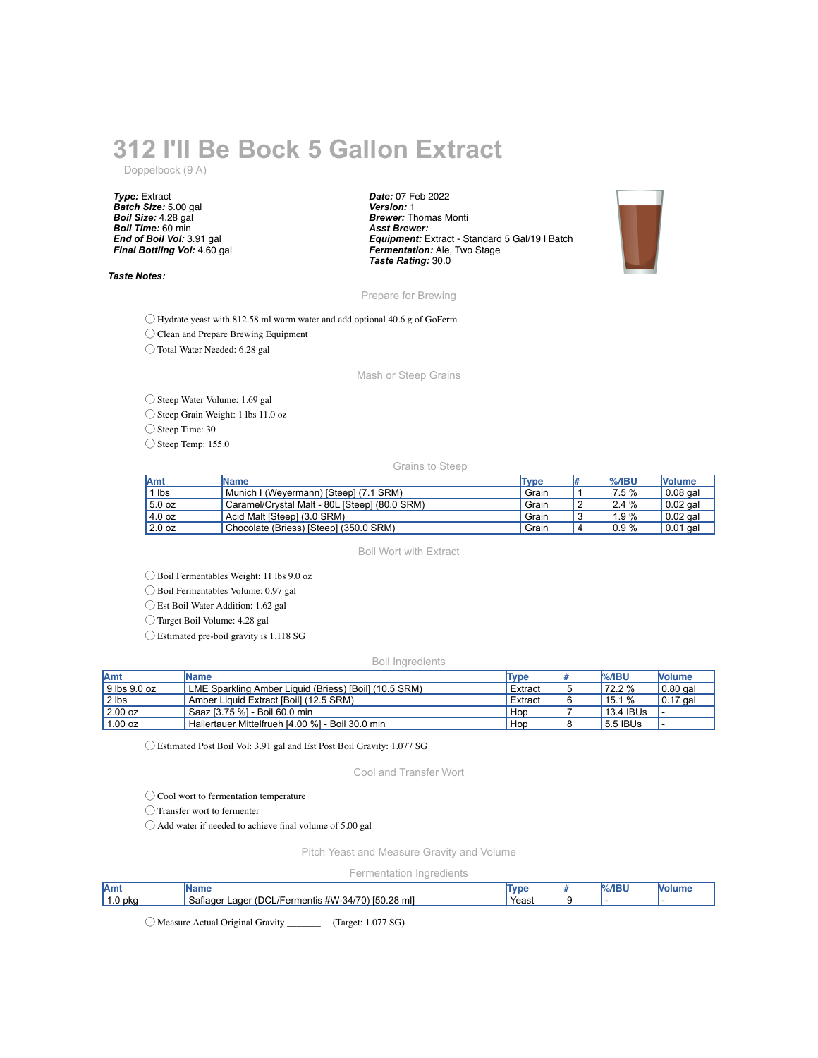# 312 I'll Be Bock 5 Gallon Extract

Doppelbock (9 A)

***Type:*** Extract
***Batch Size:*** 5.00 gal
***Boil Size:*** 4.28 gal
***Boil Time:*** 60 min
***End of Boil Vol:*** 3.91 gal
***Final Bottling Vol:*** 4.60 gal

***Date:*** 07 Feb 2022
***Version:*** 1
***Brewer:*** Thomas Monti
***Asst Brewer:***
***Equipment:*** Extract - Standard 5 Gal/19 l Batch
***Fermentation:*** Ale, Two Stage
***Taste Rating:*** 30.0

***Taste Notes:***

## Prepare for Brewing

◯ Hydrate yeast with 812.58 ml warm water and add optional 40.6 g of GoFerm
◯ Clean and Prepare Brewing Equipment
◯ Total Water Needed: 6.28 gal

## Mash or Steep Grains

◯ Steep Water Volume: 1.69 gal
◯ Steep Grain Weight: 1 lbs 11.0 oz
◯ Steep Time: 30
◯ Steep Temp: 155.0

### Grains to Steep

| Amt | Name | Type | # | %/IBU | Volume |
|---|---|---|---|---|---|
| 1 lbs | Munich I (Weyermann) [Steep] (7.1 SRM) | Grain | 1 | 7.5 % | 0.08 gal |
| 5.0 oz | Caramel/Crystal Malt - 80L [Steep] (80.0 SRM) | Grain | 2 | 2.4 % | 0.02 gal |
| 4.0 oz | Acid Malt [Steep] (3.0 SRM) | Grain | 3 | 1.9 % | 0.02 gal |
| 2.0 oz | Chocolate (Briess) [Steep] (350.0 SRM) | Grain | 4 | 0.9 % | 0.01 gal |

## Boil Wort with Extract

◯ Boil Fermentables Weight: 11 lbs 9.0 oz
◯ Boil Fermentables Volume: 0.97 gal
◯ Est Boil Water Addition: 1.62 gal
◯ Target Boil Volume: 4.28 gal
◯ Estimated pre-boil gravity is 1.118 SG

### Boil Ingredients

| Amt | Name | Type | # | %/IBU | Volume |
|---|---|---|---|---|---|
| 9 lbs 9.0 oz | LME Sparkling Amber Liquid (Briess) [Boil] (10.5 SRM) | Extract | 5 | 72.2 % | 0.80 gal |
| 2 lbs | Amber Liquid Extract [Boil] (12.5 SRM) | Extract | 6 | 15.1 % | 0.17 gal |
| 2.00 oz | Saaz [3.75 %] - Boil 60.0 min | Hop | 7 | 13.4 IBUs | - |
| 1.00 oz | Hallertauer Mittelfrueh [4.00 %] - Boil 30.0 min | Hop | 8 | 5.5 IBUs | - |

◯ Estimated Post Boil Vol: 3.91 gal and Est Post Boil Gravity: 1.077 SG

## Cool and Transfer Wort

◯ Cool wort to fermentation temperature
◯ Transfer wort to fermenter
◯ Add water if needed to achieve final volume of 5.00 gal

## Pitch Yeast and Measure Gravity and Volume

### Fermentation Ingredients

| Amt | Name | Type | # | %/IBU | Volume |
|---|---|---|---|---|---|
| 1.0 pkg | Saflager Lager (DCL/Fermentis #W-34/70) [50.28 ml] | Yeast | 9 | - | - |

◯ Measure Actual Original Gravity _______ (Target: 1.077 SG)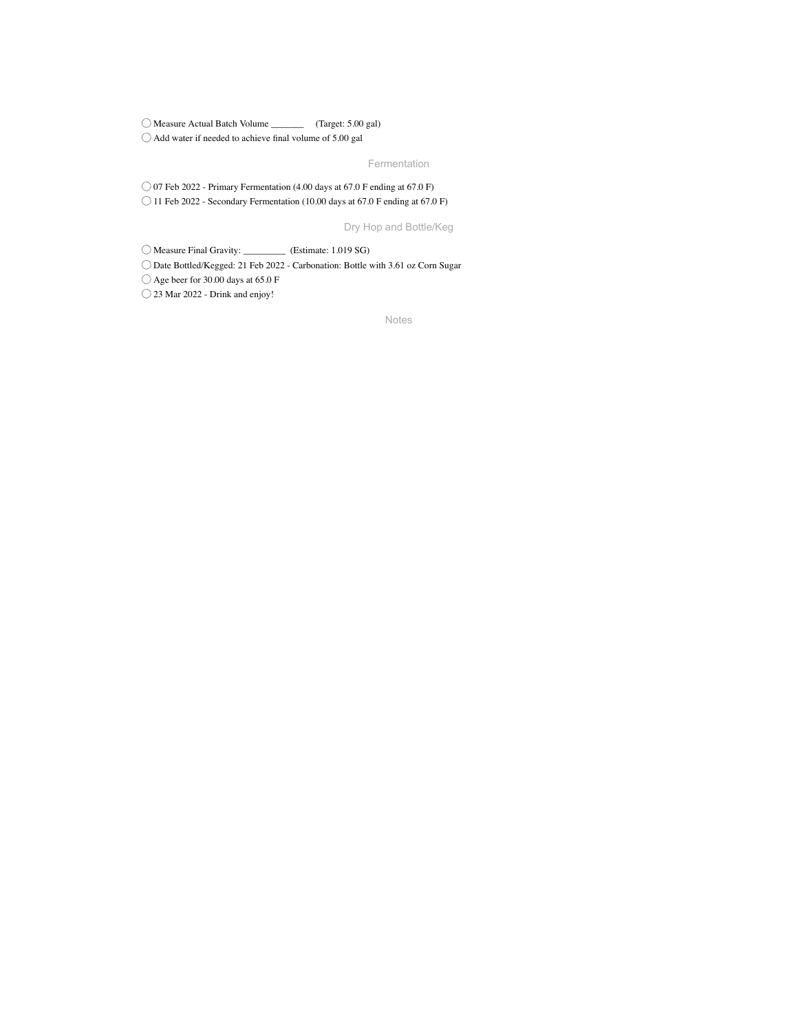◯ Measure Actual Batch Volume _______ (Target: 5.00 gal)

◯ Add water if needed to achieve final volume of 5.00 gal

## Fermentation

◯ 07 Feb 2022 - Primary Fermentation (4.00 days at 67.0 F ending at 67.0 F)

◯ 11 Feb 2022 - Secondary Fermentation (10.00 days at 67.0 F ending at 67.0 F)

## Dry Hop and Bottle/Keg

◯ Measure Final Gravity: _________ (Estimate: 1.019 SG)

◯ Date Bottled/Kegged: 21 Feb 2022 - Carbonation: Bottle with 3.61 oz Corn Sugar

◯ Age beer for 30.00 days at 65.0 F

◯ 23 Mar 2022 - Drink and enjoy!

## Notes